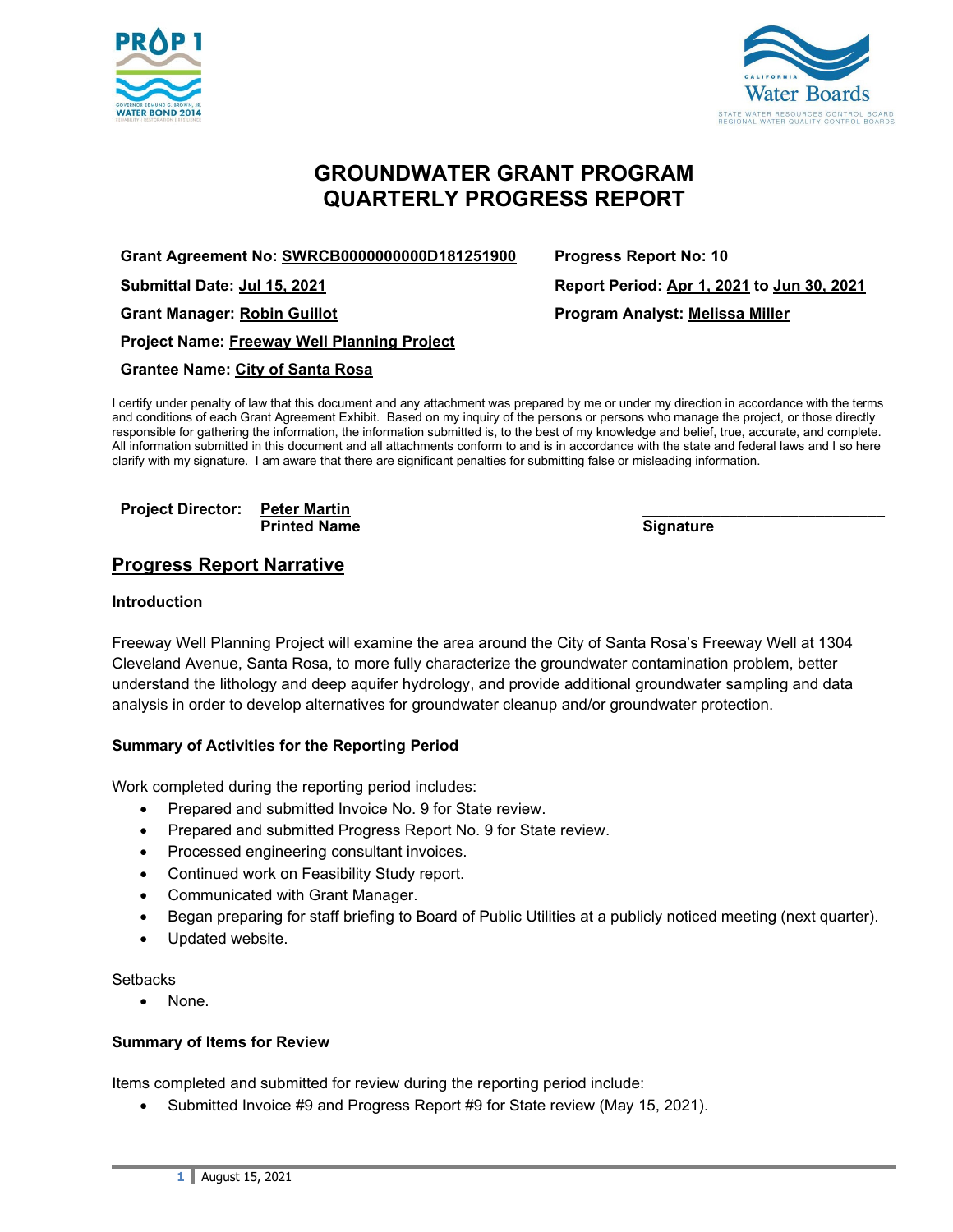# GROUNDWATER GRANT PROGRAM
# QUARTERLY PROGRESS REPORT

**Grant Agreement No: SWRCB0000000000D181251900**

**Progress Report No: 10**

**Submittal Date: Jul 15, 2021**

**Report Period: Apr 1, 2021 to Jun 30, 2021**

**Grant Manager: Robin Guillot**

**Program Analyst: Melissa Miller**

**Project Name: Freeway Well Planning Project**

**Grantee Name: City of Santa Rosa**

I certify under penalty of law that this document and any attachment was prepared by me or under my direction in accordance with the terms and conditions of each Grant Agreement Exhibit. Based on my inquiry of the persons or persons who manage the project, or those directly responsible for gathering the information, the information submitted is, to the best of my knowledge and belief, true, accurate, and complete. All information submitted in this document and all attachments conform to and is in accordance with the state and federal laws and I so here clarify with my signature. I am aware that there are significant penalties for submitting false or misleading information.

**Project Director:** **Peter Martin**
**Printed Name**

\_\_\_\_\_\_\_\_\_\_\_\_\_\_\_\_\_\_\_\_\_\_\_\_\_\_\_\_
**Signature**

## Progress Report Narrative

### Introduction

Freeway Well Planning Project will examine the area around the City of Santa Rosa's Freeway Well at 1304 Cleveland Avenue, Santa Rosa, to more fully characterize the groundwater contamination problem, better understand the lithology and deep aquifer hydrology, and provide additional groundwater sampling and data analysis in order to develop alternatives for groundwater cleanup and/or groundwater protection.

### Summary of Activities for the Reporting Period

Work completed during the reporting period includes:

- Prepared and submitted Invoice No. 9 for State review.
- Prepared and submitted Progress Report No. 9 for State review.
- Processed engineering consultant invoices.
- Continued work on Feasibility Study report.
- Communicated with Grant Manager.
- Began preparing for staff briefing to Board of Public Utilities at a publicly noticed meeting (next quarter).
- Updated website.

Setbacks

- None.

### Summary of Items for Review

Items completed and submitted for review during the reporting period include:

- Submitted Invoice #9 and Progress Report #9 for State review (May 15, 2021).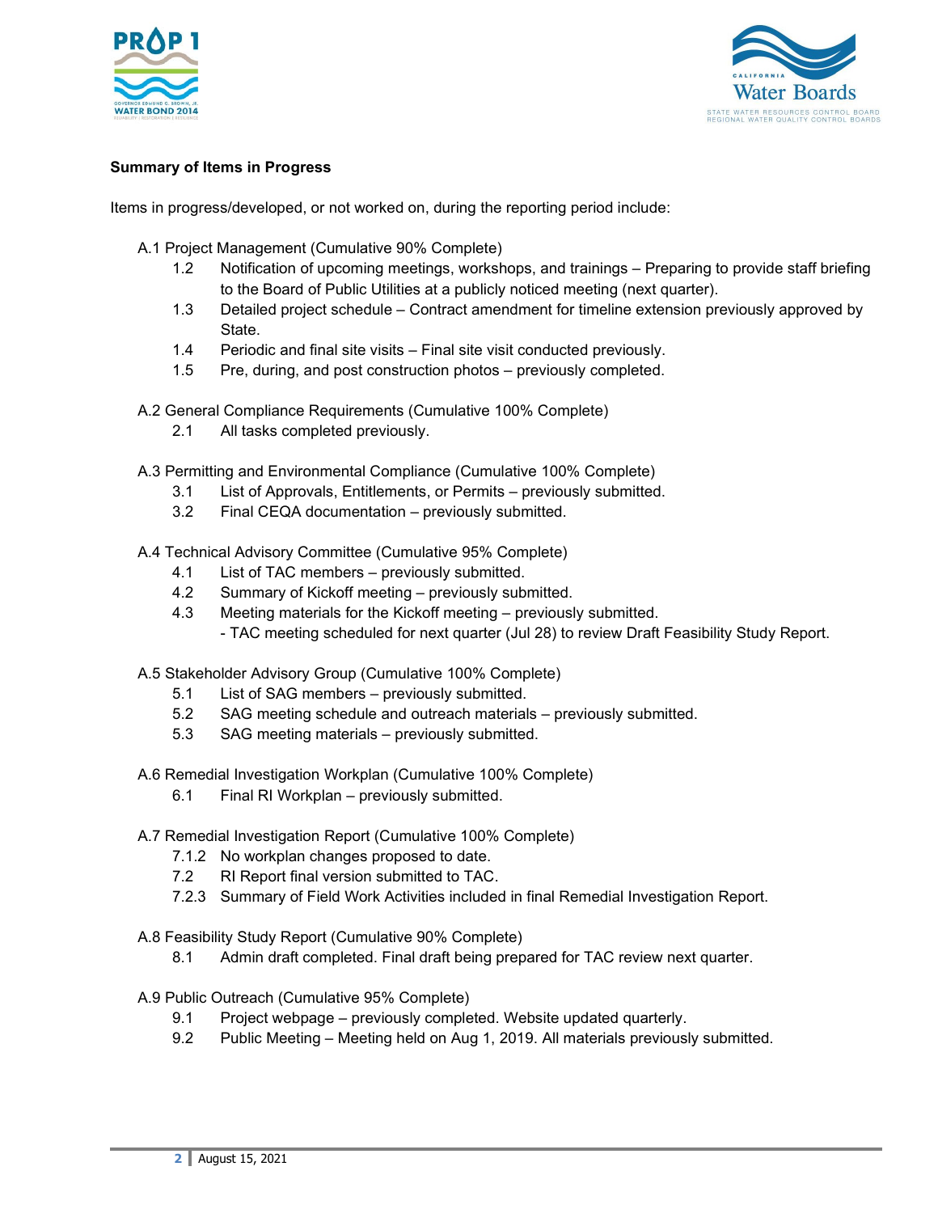**Summary of Items in Progress**

Items in progress/developed, or not worked on, during the reporting period include:

A.1 Project Management (Cumulative 90% Complete)

- 1.2 Notification of upcoming meetings, workshops, and trainings – Preparing to provide staff briefing to the Board of Public Utilities at a publicly noticed meeting (next quarter).
- 1.3 Detailed project schedule – Contract amendment for timeline extension previously approved by State.
- 1.4 Periodic and final site visits – Final site visit conducted previously.
- 1.5 Pre, during, and post construction photos – previously completed.

A.2 General Compliance Requirements (Cumulative 100% Complete)

- 2.1 All tasks completed previously.

A.3 Permitting and Environmental Compliance (Cumulative 100% Complete)

- 3.1 List of Approvals, Entitlements, or Permits – previously submitted.
- 3.2 Final CEQA documentation – previously submitted.

A.4 Technical Advisory Committee (Cumulative 95% Complete)

- 4.1 List of TAC members – previously submitted.
- 4.2 Summary of Kickoff meeting – previously submitted.
- 4.3 Meeting materials for the Kickoff meeting – previously submitted.
  - TAC meeting scheduled for next quarter (Jul 28) to review Draft Feasibility Study Report.

A.5 Stakeholder Advisory Group (Cumulative 100% Complete)

- 5.1 List of SAG members – previously submitted.
- 5.2 SAG meeting schedule and outreach materials – previously submitted.
- 5.3 SAG meeting materials – previously submitted.

A.6 Remedial Investigation Workplan (Cumulative 100% Complete)

- 6.1 Final RI Workplan – previously submitted.

A.7 Remedial Investigation Report (Cumulative 100% Complete)

- 7.1.2 No workplan changes proposed to date.
- 7.2 RI Report final version submitted to TAC.
- 7.2.3 Summary of Field Work Activities included in final Remedial Investigation Report.

A.8 Feasibility Study Report (Cumulative 90% Complete)

- 8.1 Admin draft completed. Final draft being prepared for TAC review next quarter.

A.9 Public Outreach (Cumulative 95% Complete)

- 9.1 Project webpage – previously completed. Website updated quarterly.
- 9.2 Public Meeting – Meeting held on Aug 1, 2019. All materials previously submitted.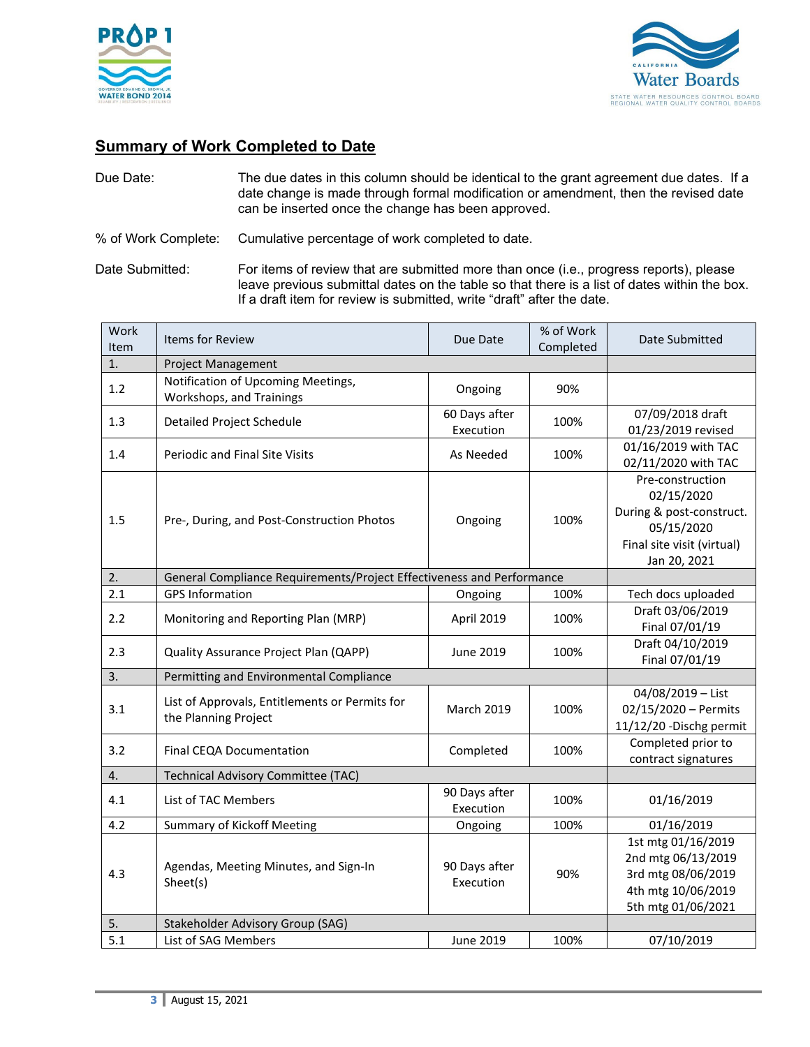## Summary of Work Completed to Date

Due Date: The due dates in this column should be identical to the grant agreement due dates. If a date change is made through formal modification or amendment, then the revised date can be inserted once the change has been approved.

% of Work Complete: Cumulative percentage of work completed to date.

Date Submitted: For items of review that are submitted more than once (i.e., progress reports), please leave previous submittal dates on the table so that there is a list of dates within the box. If a draft item for review is submitted, write "draft" after the date.

| Work Item | Items for Review | Due Date | % of Work Completed | Date Submitted |
|---|---|---|---|---|
| 1. | Project Management | | | |
| 1.2 | Notification of Upcoming Meetings, Workshops, and Trainings | Ongoing | 90% | |
| 1.3 | Detailed Project Schedule | 60 Days after Execution | 100% | 07/09/2018 draft<br>01/23/2019 revised |
| 1.4 | Periodic and Final Site Visits | As Needed | 100% | 01/16/2019 with TAC<br>02/11/2020 with TAC |
| 1.5 | Pre-, During, and Post-Construction Photos | Ongoing | 100% | Pre-construction 02/15/2020<br>During & post-construct. 05/15/2020<br>Final site visit (virtual) Jan 20, 2021 |
| 2. | General Compliance Requirements/Project Effectiveness and Performance | | | |
| 2.1 | GPS Information | Ongoing | 100% | Tech docs uploaded |
| 2.2 | Monitoring and Reporting Plan (MRP) | April 2019 | 100% | Draft 03/06/2019<br>Final 07/01/19 |
| 2.3 | Quality Assurance Project Plan (QAPP) | June 2019 | 100% | Draft 04/10/2019<br>Final 07/01/19 |
| 3. | Permitting and Environmental Compliance | | | |
| 3.1 | List of Approvals, Entitlements or Permits for the Planning Project | March 2019 | 100% | 04/08/2019 – List<br>02/15/2020 – Permits<br>11/12/20 -Dischg permit |
| 3.2 | Final CEQA Documentation | Completed | 100% | Completed prior to contract signatures |
| 4. | Technical Advisory Committee (TAC) | | | |
| 4.1 | List of TAC Members | 90 Days after Execution | 100% | 01/16/2019 |
| 4.2 | Summary of Kickoff Meeting | Ongoing | 100% | 01/16/2019 |
| 4.3 | Agendas, Meeting Minutes, and Sign-In Sheet(s) | 90 Days after Execution | 90% | 1st mtg 01/16/2019<br>2nd mtg 06/13/2019<br>3rd mtg 08/06/2019<br>4th mtg 10/06/2019<br>5th mtg 01/06/2021 |
| 5. | Stakeholder Advisory Group (SAG) | | | |
| 5.1 | List of SAG Members | June 2019 | 100% | 07/10/2019 |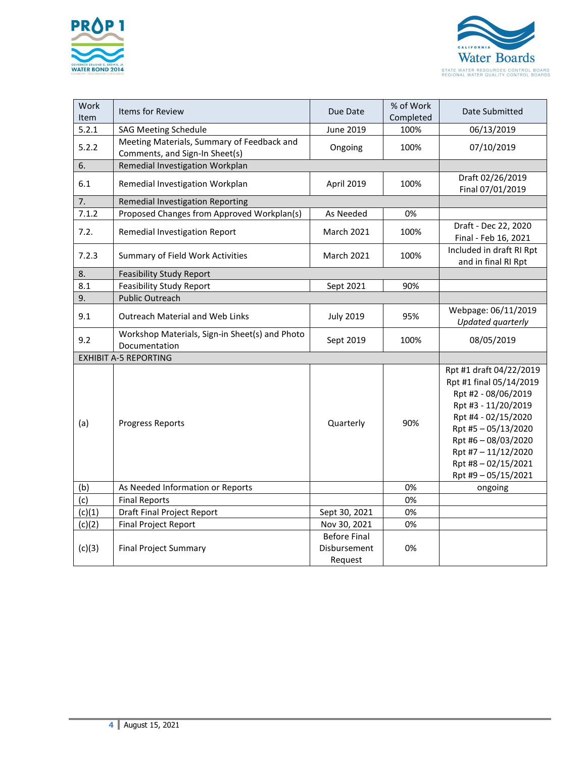| Work Item | Items for Review | Due Date | % of Work Completed | Date Submitted |
|---|---|---|---|---|
| 5.2.1 | SAG Meeting Schedule | June 2019 | 100% | 06/13/2019 |
| 5.2.2 | Meeting Materials, Summary of Feedback and Comments, and Sign-In Sheet(s) | Ongoing | 100% | 07/10/2019 |
| 6. | Remedial Investigation Workplan | | | |
| 6.1 | Remedial Investigation Workplan | April 2019 | 100% | Draft 02/26/2019<br>Final 07/01/2019 |
| 7. | Remedial Investigation Reporting | | | |
| 7.1.2 | Proposed Changes from Approved Workplan(s) | As Needed | 0% | |
| 7.2. | Remedial Investigation Report | March 2021 | 100% | Draft - Dec 22, 2020<br>Final - Feb 16, 2021 |
| 7.2.3 | Summary of Field Work Activities | March 2021 | 100% | Included in draft RI Rpt and in final RI Rpt |
| 8. | Feasibility Study Report | | | |
| 8.1 | Feasibility Study Report | Sept 2021 | 90% | |
| 9. | Public Outreach | | | |
| 9.1 | Outreach Material and Web Links | July 2019 | 95% | Webpage: 06/11/2019<br>*Updated quarterly* |
| 9.2 | Workshop Materials, Sign-in Sheet(s) and Photo Documentation | Sept 2019 | 100% | 08/05/2019 |
| EXHIBIT A-5 REPORTING | | | | |
| (a) | Progress Reports | Quarterly | 90% | Rpt #1 draft 04/22/2019<br>Rpt #1 final 05/14/2019<br>Rpt #2 - 08/06/2019<br>Rpt #3 - 11/20/2019<br>Rpt #4 - 02/15/2020<br>Rpt #5 – 05/13/2020<br>Rpt #6 – 08/03/2020<br>Rpt #7 – 11/12/2020<br>Rpt #8 – 02/15/2021<br>Rpt #9 – 05/15/2021 |
| (b) | As Needed Information or Reports | | 0% | ongoing |
| (c) | Final Reports | | 0% | |
| (c)(1) | Draft Final Project Report | Sept 30, 2021 | 0% | |
| (c)(2) | Final Project Report | Nov 30, 2021 | 0% | |
| (c)(3) | Final Project Summary | Before Final Disbursement Request | 0% | |